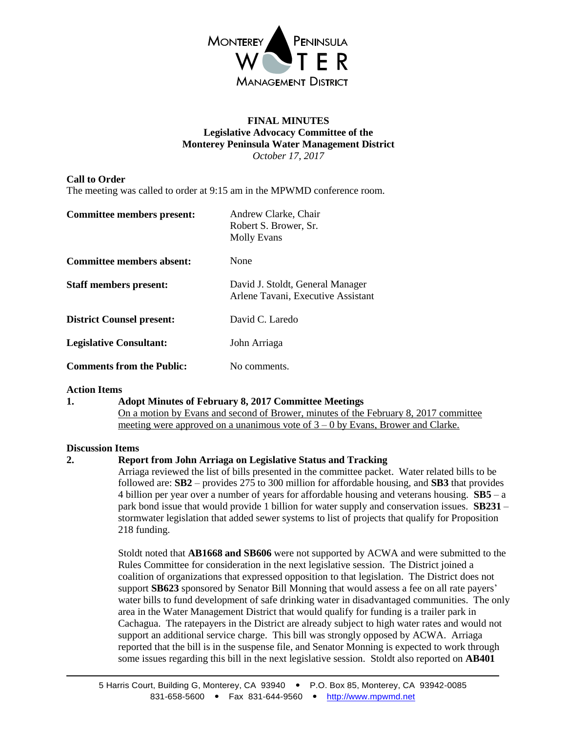MONTEREY PENINSULA WATER MANAGEMENT DISTRICT

# FINAL MINUTES
## Legislative Advocacy Committee of the Monterey Peninsula Water Management District
*October 17, 2017*

**Call to Order**
The meeting was called to order at 9:15 am in the MPWMD conference room.

**Committee members present:** Andrew Clarke, Chair
Robert S. Brower, Sr.
Molly Evans

**Committee members absent:** None

**Staff members present:** David J. Stoldt, General Manager
Arlene Tavani, Executive Assistant

**District Counsel present:** David C. Laredo

**Legislative Consultant:** John Arriaga

**Comments from the Public:** No comments.

**Action Items**

**1. Adopt Minutes of February 8, 2017 Committee Meetings**
On a motion by Evans and second of Brower, minutes of the February 8, 2017 committee meeting were approved on a unanimous vote of 3 – 0 by Evans, Brower and Clarke.

**Discussion Items**

**2. Report from John Arriaga on Legislative Status and Tracking**
Arriaga reviewed the list of bills presented in the committee packet. Water related bills to be followed are: **SB2** – provides 275 to 300 million for affordable housing, and **SB3** that provides 4 billion per year over a number of years for affordable housing and veterans housing. **SB5** – a park bond issue that would provide 1 billion for water supply and conservation issues. **SB231** – stormwater legislation that added sewer systems to list of projects that qualify for Proposition 218 funding.

Stoldt noted that **AB1668 and SB606** were not supported by ACWA and were submitted to the Rules Committee for consideration in the next legislative session. The District joined a coalition of organizations that expressed opposition to that legislation. The District does not support **SB623** sponsored by Senator Bill Monning that would assess a fee on all rate payers' water bills to fund development of safe drinking water in disadvantaged communities. The only area in the Water Management District that would qualify for funding is a trailer park in Cachagua. The ratepayers in the District are already subject to high water rates and would not support an additional service charge. This bill was strongly opposed by ACWA. Arriaga reported that the bill is in the suspense file, and Senator Monning is expected to work through some issues regarding this bill in the next legislative session. Stoldt also reported on **AB401**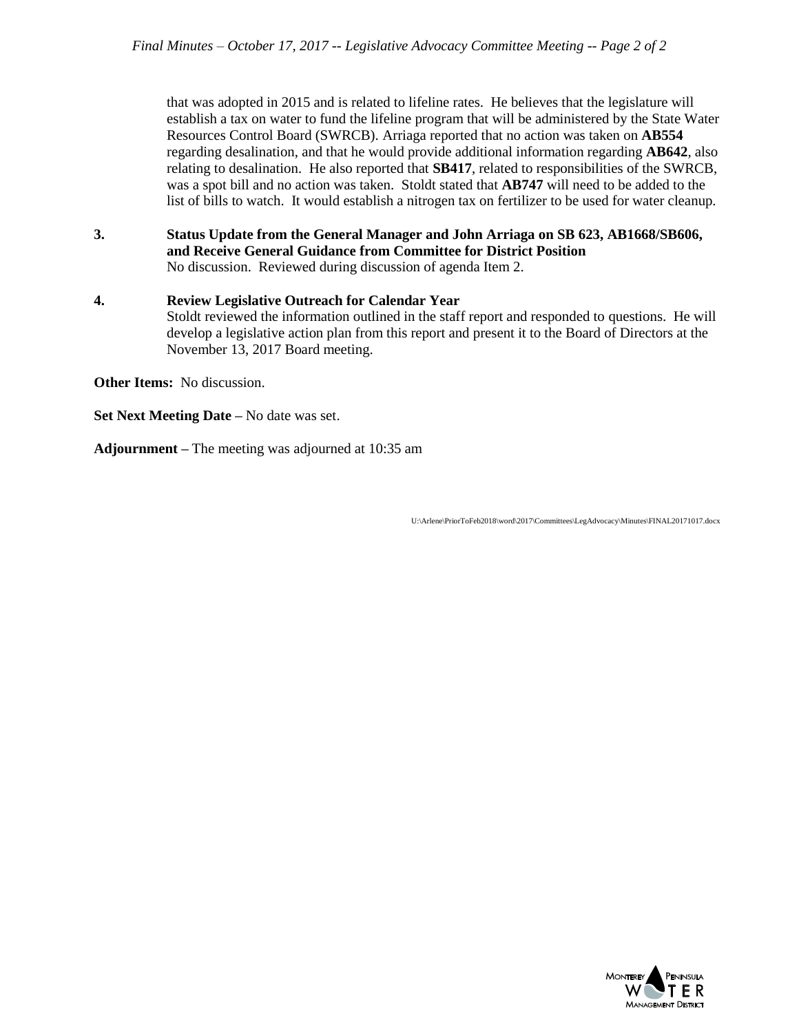that was adopted in 2015 and is related to lifeline rates. He believes that the legislature will establish a tax on water to fund the lifeline program that will be administered by the State Water Resources Control Board (SWRCB). Arriaga reported that no action was taken on **AB554** regarding desalination, and that he would provide additional information regarding **AB642**, also relating to desalination. He also reported that **SB417**, related to responsibilities of the SWRCB, was a spot bill and no action was taken. Stoldt stated that **AB747** will need to be added to the list of bills to watch. It would establish a nitrogen tax on fertilizer to be used for water cleanup.

**3. Status Update from the General Manager and John Arriaga on SB 623, AB1668/SB606, and Receive General Guidance from Committee for District Position**
No discussion. Reviewed during discussion of agenda Item 2.

**4. Review Legislative Outreach for Calendar Year**
Stoldt reviewed the information outlined in the staff report and responded to questions. He will develop a legislative action plan from this report and present it to the Board of Directors at the November 13, 2017 Board meeting.

**Other Items:** No discussion.

**Set Next Meeting Date –** No date was set.

**Adjournment –** The meeting was adjourned at 10:35 am

U:\Arlene\PriorToFeb2018\word\2017\Committees\LegAdvocacy\Minutes\FINAL20171017.docx